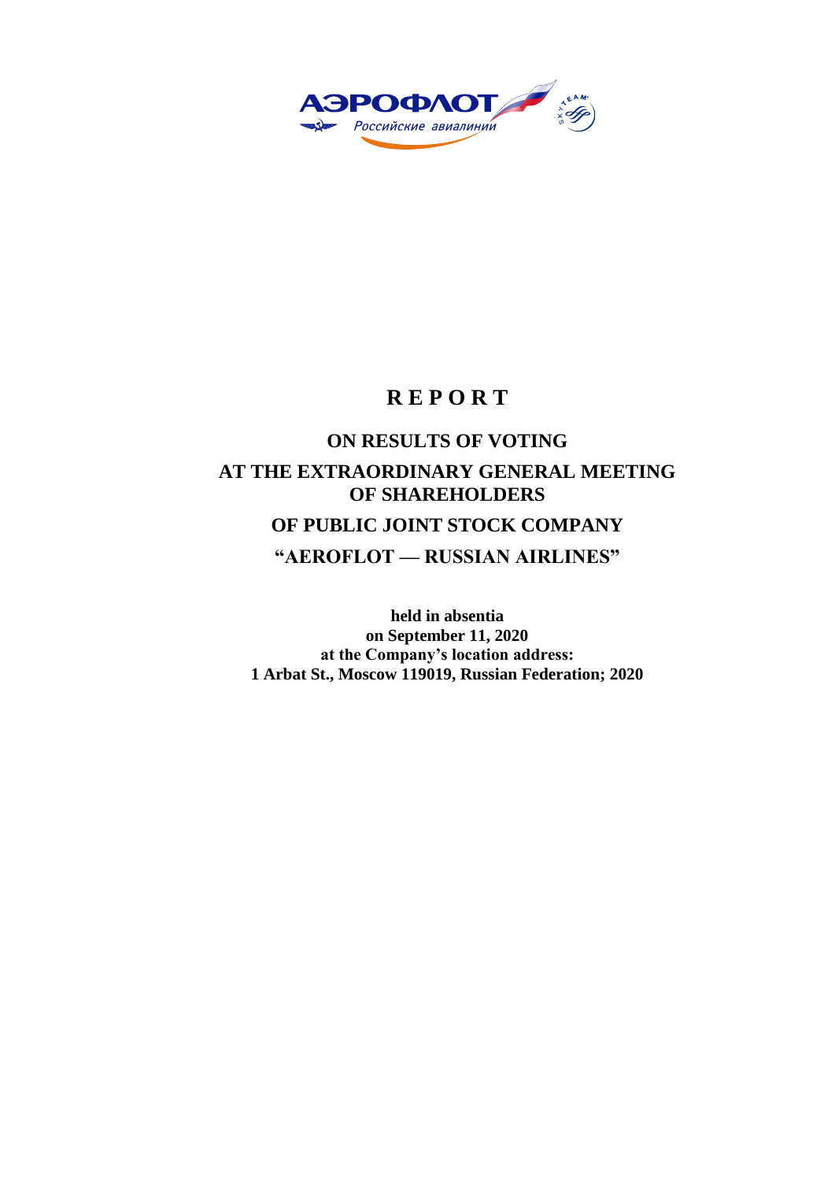# REPORT

## ON RESULTS OF VOTING AT THE EXTRAORDINARY GENERAL MEETING OF SHAREHOLDERS OF PUBLIC JOINT STOCK COMPANY "AEROFLOT — RUSSIAN AIRLINES"

**held in absentia**
**on September 11, 2020**
**at the Company's location address:**
**1 Arbat St., Moscow 119019, Russian Federation; 2020**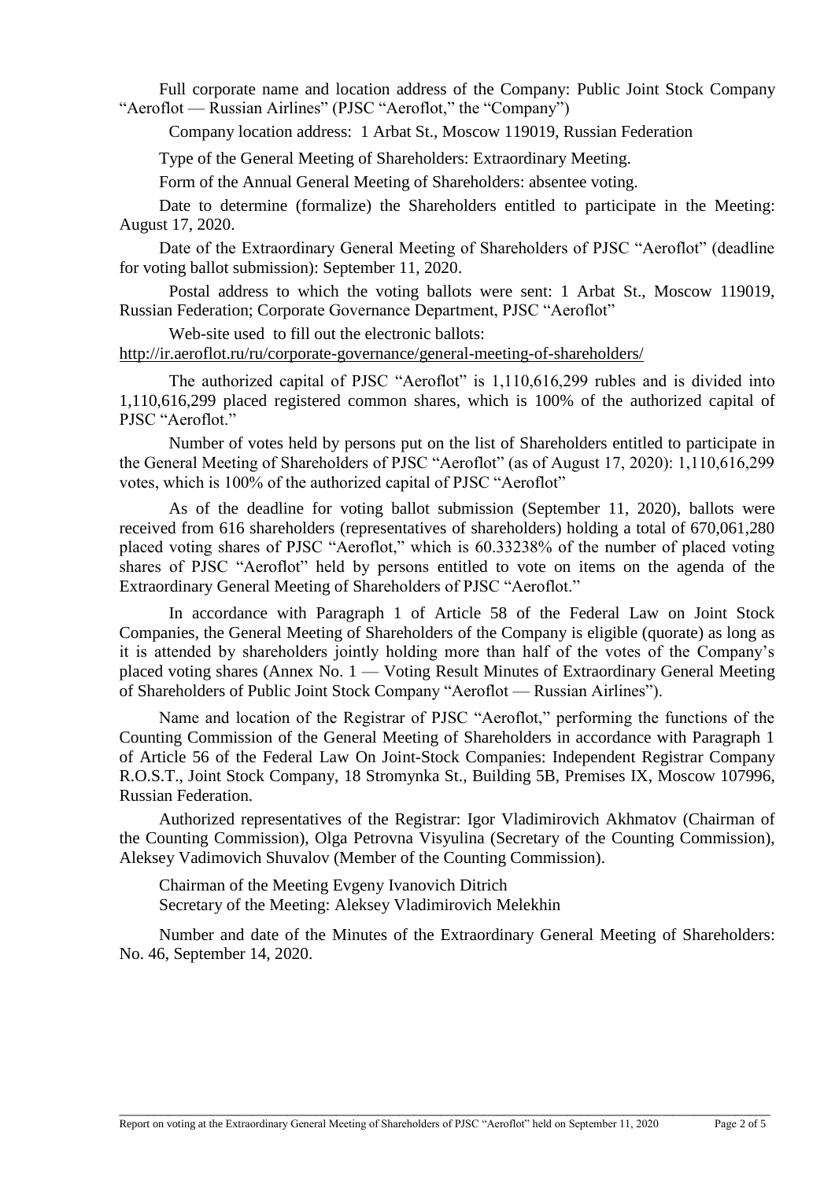Full corporate name and location address of the Company: Public Joint Stock Company "Aeroflot — Russian Airlines" (PJSC "Aeroflot," the "Company")

Company location address: 1 Arbat St., Moscow 119019, Russian Federation

Type of the General Meeting of Shareholders: Extraordinary Meeting.

Form of the Annual General Meeting of Shareholders: absentee voting.

Date to determine (formalize) the Shareholders entitled to participate in the Meeting: August 17, 2020.

Date of the Extraordinary General Meeting of Shareholders of PJSC "Aeroflot" (deadline for voting ballot submission): September 11, 2020.

Postal address to which the voting ballots were sent: 1 Arbat St., Moscow 119019, Russian Federation; Corporate Governance Department, PJSC "Aeroflot"

Web-site used to fill out the electronic ballots:
http://ir.aeroflot.ru/ru/corporate-governance/general-meeting-of-shareholders/

The authorized capital of PJSC "Aeroflot" is 1,110,616,299 rubles and is divided into 1,110,616,299 placed registered common shares, which is 100% of the authorized capital of PJSC "Aeroflot."

Number of votes held by persons put on the list of Shareholders entitled to participate in the General Meeting of Shareholders of PJSC "Aeroflot" (as of August 17, 2020): 1,110,616,299 votes, which is 100% of the authorized capital of PJSC "Aeroflot"

As of the deadline for voting ballot submission (September 11, 2020), ballots were received from 616 shareholders (representatives of shareholders) holding a total of 670,061,280 placed voting shares of PJSC "Aeroflot," which is 60.33238% of the number of placed voting shares of PJSC "Aeroflot" held by persons entitled to vote on items on the agenda of the Extraordinary General Meeting of Shareholders of PJSC "Aeroflot."

In accordance with Paragraph 1 of Article 58 of the Federal Law on Joint Stock Companies, the General Meeting of Shareholders of the Company is eligible (quorate) as long as it is attended by shareholders jointly holding more than half of the votes of the Company's placed voting shares (Annex No. 1 — Voting Result Minutes of Extraordinary General Meeting of Shareholders of Public Joint Stock Company "Aeroflot — Russian Airlines").

Name and location of the Registrar of PJSC "Aeroflot," performing the functions of the Counting Commission of the General Meeting of Shareholders in accordance with Paragraph 1 of Article 56 of the Federal Law On Joint-Stock Companies: Independent Registrar Company R.O.S.T., Joint Stock Company, 18 Stromynka St., Building 5B, Premises IX, Moscow 107996, Russian Federation.

Authorized representatives of the Registrar: Igor Vladimirovich Akhmatov (Chairman of the Counting Commission), Olga Petrovna Visyulina (Secretary of the Counting Commission), Aleksey Vadimovich Shuvalov (Member of the Counting Commission).

Chairman of the Meeting Evgeny Ivanovich Ditrich
Secretary of the Meeting: Aleksey Vladimirovich Melekhin

Number and date of the Minutes of the Extraordinary General Meeting of Shareholders: No. 46, September 14, 2020.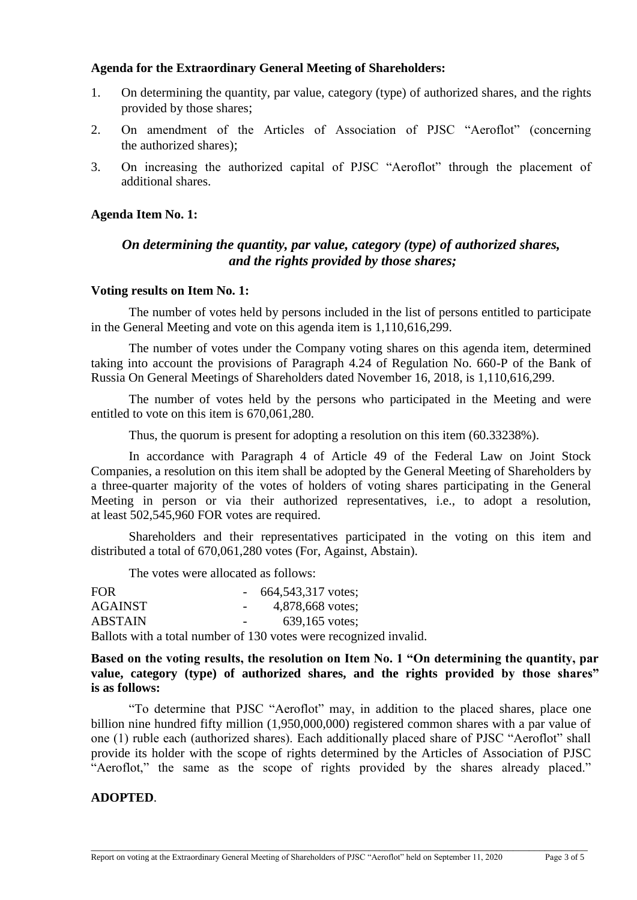**Agenda for the Extraordinary General Meeting of Shareholders:**

1. On determining the quantity, par value, category (type) of authorized shares, and the rights provided by those shares;
2. On amendment of the Articles of Association of PJSC "Aeroflot" (concerning the authorized shares);
3. On increasing the authorized capital of PJSC "Aeroflot" through the placement of additional shares.

**Agenda Item No. 1:**

***On determining the quantity, par value, category (type) of authorized shares, and the rights provided by those shares;***

**Voting results on Item No. 1:**

The number of votes held by persons included in the list of persons entitled to participate in the General Meeting and vote on this agenda item is 1,110,616,299.

The number of votes under the Company voting shares on this agenda item, determined taking into account the provisions of Paragraph 4.24 of Regulation No. 660-P of the Bank of Russia On General Meetings of Shareholders dated November 16, 2018, is 1,110,616,299.

The number of votes held by the persons who participated in the Meeting and were entitled to vote on this item is 670,061,280.

Thus, the quorum is present for adopting a resolution on this item (60.33238%).

In accordance with Paragraph 4 of Article 49 of the Federal Law on Joint Stock Companies, a resolution on this item shall be adopted by the General Meeting of Shareholders by a three-quarter majority of the votes of holders of voting shares participating in the General Meeting in person or via their authorized representatives, i.e., to adopt a resolution, at least 502,545,960 FOR votes are required.

Shareholders and their representatives participated in the voting on this item and distributed a total of 670,061,280 votes (For, Against, Abstain).

The votes were allocated as follows:

FOR - 664,543,317 votes;
AGAINST - 4,878,668 votes;
ABSTAIN - 639,165 votes;
Ballots with a total number of 130 votes were recognized invalid.

**Based on the voting results, the resolution on Item No. 1 "On determining the quantity, par value, category (type) of authorized shares, and the rights provided by those shares" is as follows:**

"To determine that PJSC "Aeroflot" may, in addition to the placed shares, place one billion nine hundred fifty million (1,950,000,000) registered common shares with a par value of one (1) ruble each (authorized shares). Each additionally placed share of PJSC "Aeroflot" shall provide its holder with the scope of rights determined by the Articles of Association of PJSC "Aeroflot," the same as the scope of rights provided by the shares already placed."

**ADOPTED**.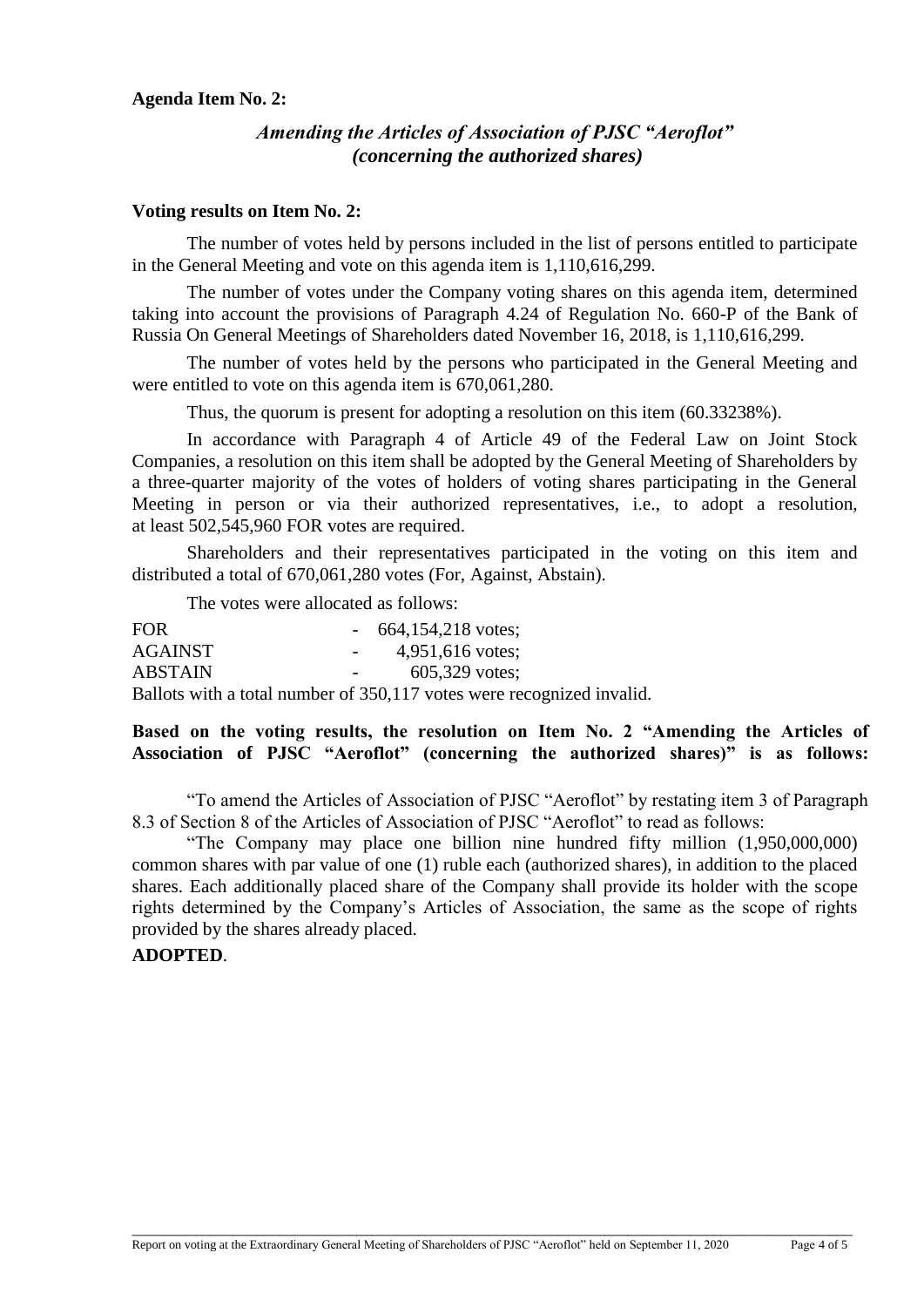**Agenda Item No. 2:**

### *Amending the Articles of Association of PJSC "Aeroflot" (concerning the authorized shares)*

**Voting results on Item No. 2:**

The number of votes held by persons included in the list of persons entitled to participate in the General Meeting and vote on this agenda item is 1,110,616,299.

The number of votes under the Company voting shares on this agenda item, determined taking into account the provisions of Paragraph 4.24 of Regulation No. 660-P of the Bank of Russia On General Meetings of Shareholders dated November 16, 2018, is 1,110,616,299.

The number of votes held by the persons who participated in the General Meeting and were entitled to vote on this agenda item is 670,061,280.

Thus, the quorum is present for adopting a resolution on this item (60.33238%).

In accordance with Paragraph 4 of Article 49 of the Federal Law on Joint Stock Companies, a resolution on this item shall be adopted by the General Meeting of Shareholders by a three-quarter majority of the votes of holders of voting shares participating in the General Meeting in person or via their authorized representatives, i.e., to adopt a resolution, at least 502,545,960 FOR votes are required.

Shareholders and their representatives participated in the voting on this item and distributed a total of 670,061,280 votes (For, Against, Abstain).

The votes were allocated as follows:

FOR - 664,154,218 votes;
AGAINST - 4,951,616 votes;
ABSTAIN - 605,329 votes;
Ballots with a total number of 350,117 votes were recognized invalid.

**Based on the voting results, the resolution on Item No. 2 "Amending the Articles of Association of PJSC "Aeroflot" (concerning the authorized shares)" is as follows:**

"To amend the Articles of Association of PJSC "Aeroflot" by restating item 3 of Paragraph 8.3 of Section 8 of the Articles of Association of PJSC "Aeroflot" to read as follows:

"The Company may place one billion nine hundred fifty million (1,950,000,000) common shares with par value of one (1) ruble each (authorized shares), in addition to the placed shares. Each additionally placed share of the Company shall provide its holder with the scope rights determined by the Company's Articles of Association, the same as the scope of rights provided by the shares already placed.

**ADOPTED**.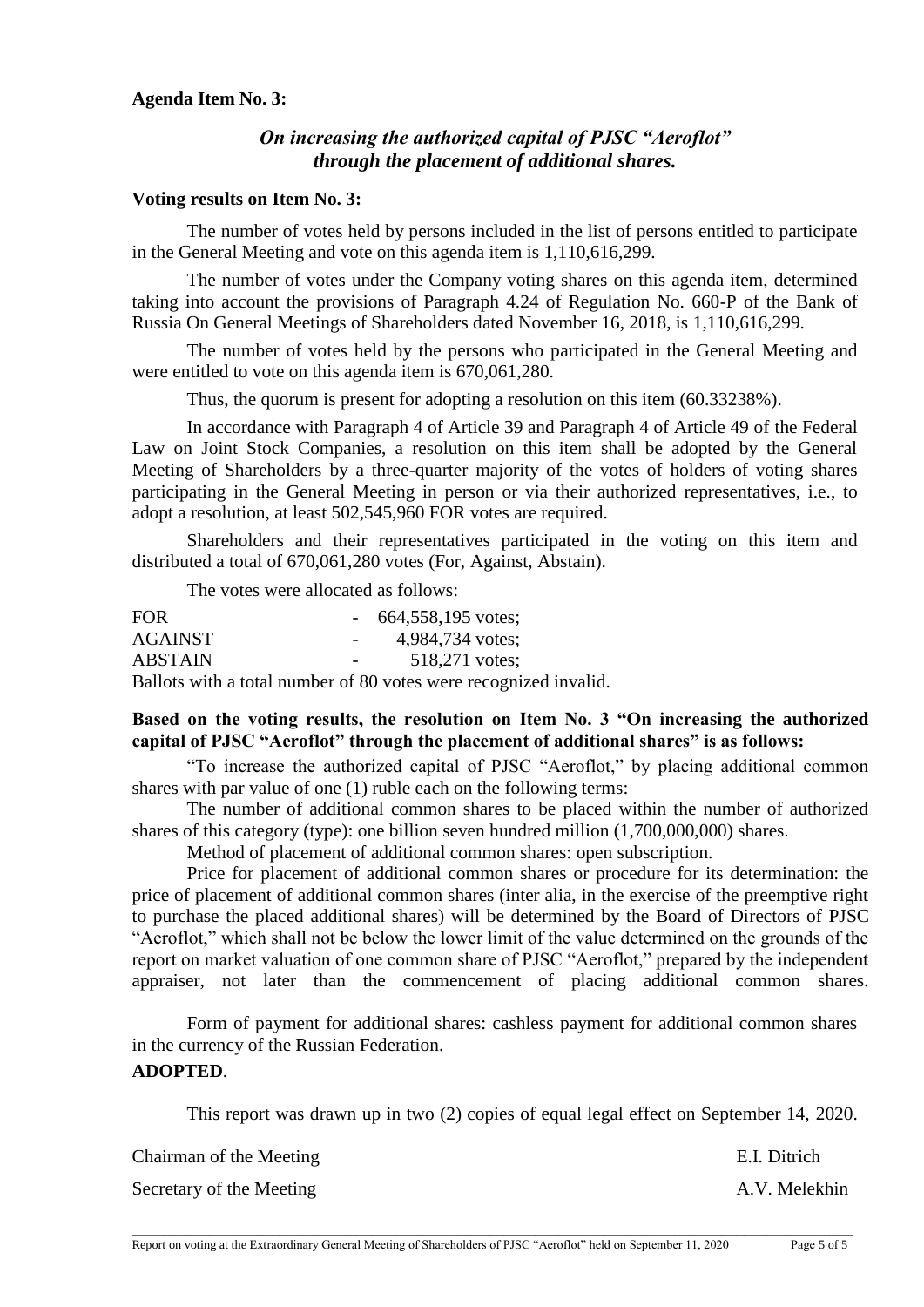**Agenda Item No. 3:**

***On increasing the authorized capital of PJSC "Aeroflot" through the placement of additional shares.***

**Voting results on Item No. 3:**

The number of votes held by persons included in the list of persons entitled to participate in the General Meeting and vote on this agenda item is 1,110,616,299.

The number of votes under the Company voting shares on this agenda item, determined taking into account the provisions of Paragraph 4.24 of Regulation No. 660-P of the Bank of Russia On General Meetings of Shareholders dated November 16, 2018, is 1,110,616,299.

The number of votes held by the persons who participated in the General Meeting and were entitled to vote on this agenda item is 670,061,280.

Thus, the quorum is present for adopting a resolution on this item (60.33238%).

In accordance with Paragraph 4 of Article 39 and Paragraph 4 of Article 49 of the Federal Law on Joint Stock Companies, a resolution on this item shall be adopted by the General Meeting of Shareholders by a three-quarter majority of the votes of holders of voting shares participating in the General Meeting in person or via their authorized representatives, i.e., to adopt a resolution, at least 502,545,960 FOR votes are required.

Shareholders and their representatives participated in the voting on this item and distributed a total of 670,061,280 votes (For, Against, Abstain).

The votes were allocated as follows:

| | | |
|---|---|---|
| FOR | - | 664,558,195 votes; |
| AGAINST | - | 4,984,734 votes; |
| ABSTAIN | - | 518,271 votes; |

Ballots with a total number of 80 votes were recognized invalid.

**Based on the voting results, the resolution on Item No. 3 "On increasing the authorized capital of PJSC "Aeroflot" through the placement of additional shares" is as follows:**

"To increase the authorized capital of PJSC "Aeroflot," by placing additional common shares with par value of one (1) ruble each on the following terms:

The number of additional common shares to be placed within the number of authorized shares of this category (type): one billion seven hundred million (1,700,000,000) shares.

Method of placement of additional common shares: open subscription.

Price for placement of additional common shares or procedure for its determination: the price of placement of additional common shares (inter alia, in the exercise of the preemptive right to purchase the placed additional shares) will be determined by the Board of Directors of PJSC "Aeroflot," which shall not be below the lower limit of the value determined on the grounds of the report on market valuation of one common share of PJSC "Aeroflot," prepared by the independent appraiser, not later than the commencement of placing additional common shares.

Form of payment for additional shares: cashless payment for additional common shares in the currency of the Russian Federation.

**ADOPTED**.

This report was drawn up in two (2) copies of equal legal effect on September 14, 2020.

Chairman of the Meeting — E.I. Ditrich

Secretary of the Meeting — A.V. Melekhin